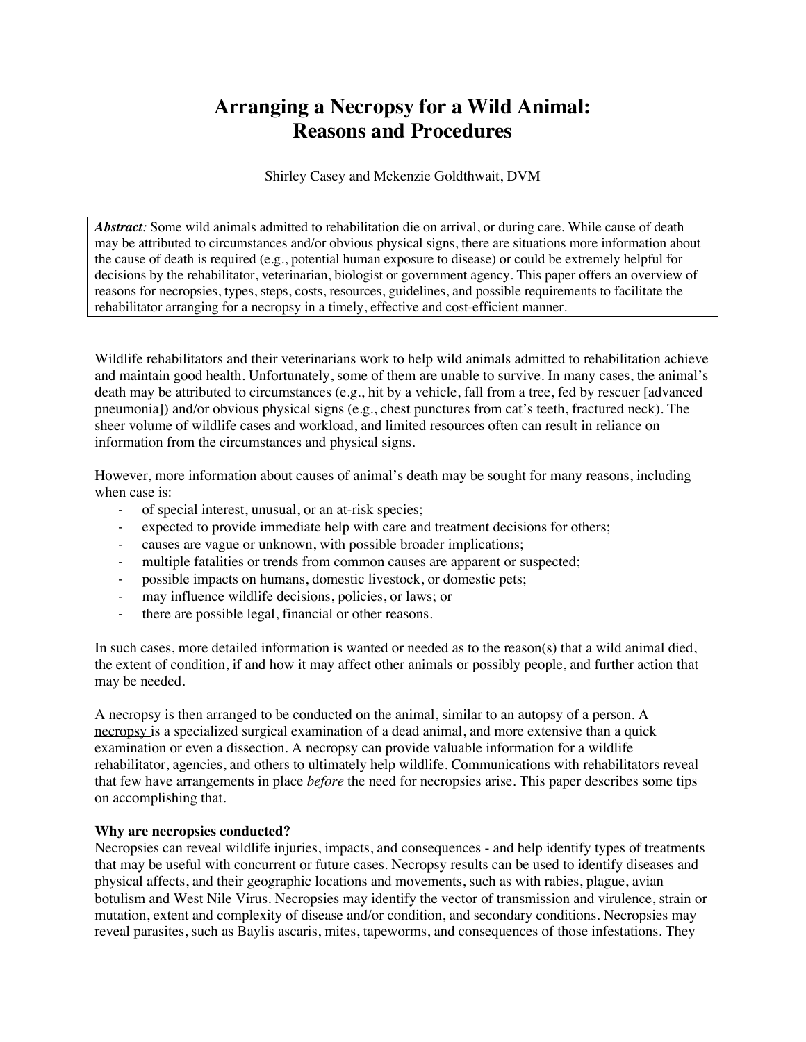# Arranging a Necropsy for a Wild Animal: Reasons and Procedures

Shirley Casey and Mckenzie Goldthwait, DVM

> ***Abstract:*** Some wild animals admitted to rehabilitation die on arrival, or during care. While cause of death may be attributed to circumstances and/or obvious physical signs, there are situations more information about the cause of death is required (e.g., potential human exposure to disease) or could be extremely helpful for decisions by the rehabilitator, veterinarian, biologist or government agency. This paper offers an overview of reasons for necropsies, types, steps, costs, resources, guidelines, and possible requirements to facilitate the rehabilitator arranging for a necropsy in a timely, effective and cost-efficient manner.

Wildlife rehabilitators and their veterinarians work to help wild animals admitted to rehabilitation achieve and maintain good health. Unfortunately, some of them are unable to survive. In many cases, the animal's death may be attributed to circumstances (e.g., hit by a vehicle, fall from a tree, fed by rescuer [advanced pneumonia]) and/or obvious physical signs (e.g., chest punctures from cat's teeth, fractured neck). The sheer volume of wildlife cases and workload, and limited resources often can result in reliance on information from the circumstances and physical signs.

However, more information about causes of animal's death may be sought for many reasons, including when case is:

- of special interest, unusual, or an at-risk species;
- expected to provide immediate help with care and treatment decisions for others;
- causes are vague or unknown, with possible broader implications;
- multiple fatalities or trends from common causes are apparent or suspected;
- possible impacts on humans, domestic livestock, or domestic pets;
- may influence wildlife decisions, policies, or laws; or
- there are possible legal, financial or other reasons.

In such cases, more detailed information is wanted or needed as to the reason(s) that a wild animal died, the extent of condition, if and how it may affect other animals or possibly people, and further action that may be needed.

A necropsy is then arranged to be conducted on the animal, similar to an autopsy of a person. A necropsy is a specialized surgical examination of a dead animal, and more extensive than a quick examination or even a dissection. A necropsy can provide valuable information for a wildlife rehabilitator, agencies, and others to ultimately help wildlife. Communications with rehabilitators reveal that few have arrangements in place *before* the need for necropsies arise. This paper describes some tips on accomplishing that.

**Why are necropsies conducted?**

Necropsies can reveal wildlife injuries, impacts, and consequences - and help identify types of treatments that may be useful with concurrent or future cases. Necropsy results can be used to identify diseases and physical affects, and their geographic locations and movements, such as with rabies, plague, avian botulism and West Nile Virus. Necropsies may identify the vector of transmission and virulence, strain or mutation, extent and complexity of disease and/or condition, and secondary conditions. Necropsies may reveal parasites, such as Baylis ascaris, mites, tapeworms, and consequences of those infestations. They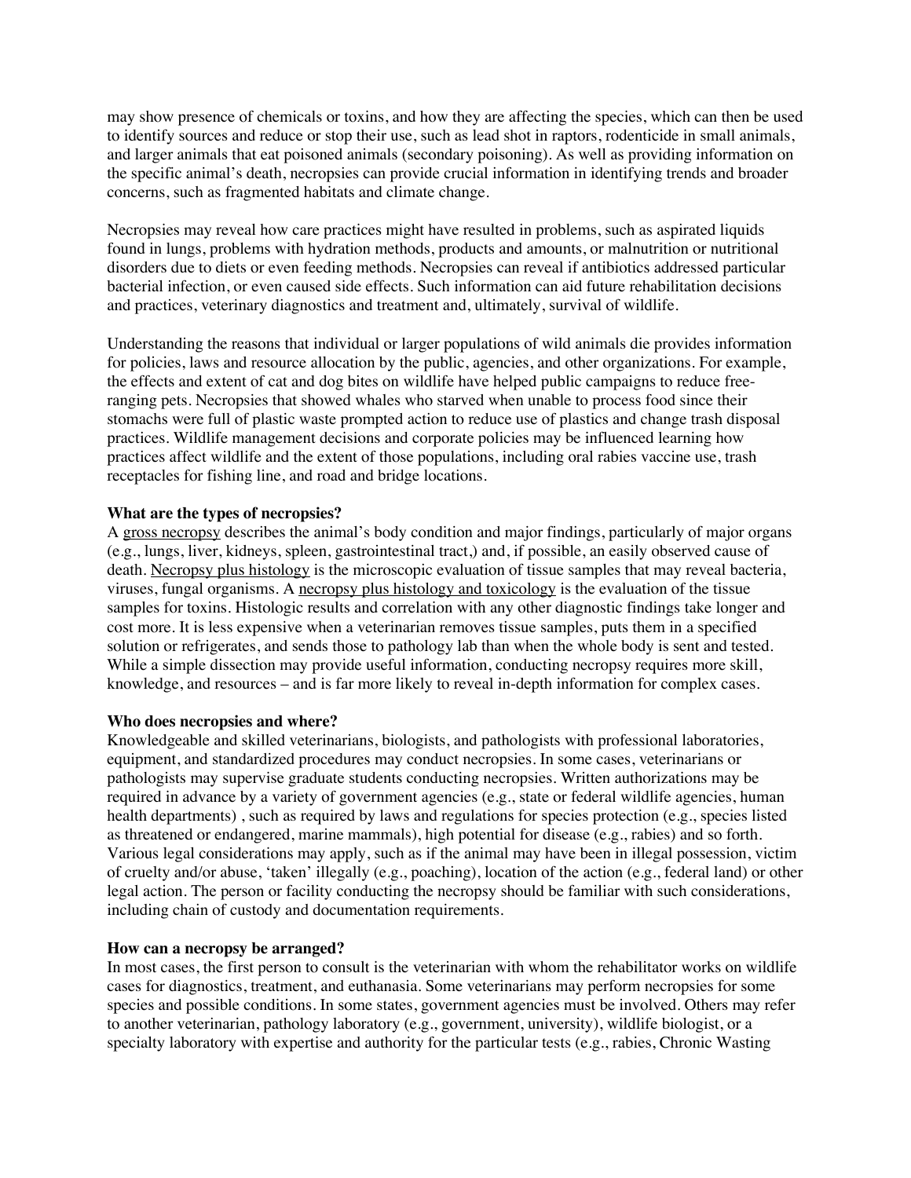may show presence of chemicals or toxins, and how they are affecting the species, which can then be used to identify sources and reduce or stop their use, such as lead shot in raptors, rodenticide in small animals, and larger animals that eat poisoned animals (secondary poisoning). As well as providing information on the specific animal's death, necropsies can provide crucial information in identifying trends and broader concerns, such as fragmented habitats and climate change.

Necropsies may reveal how care practices might have resulted in problems, such as aspirated liquids found in lungs, problems with hydration methods, products and amounts, or malnutrition or nutritional disorders due to diets or even feeding methods. Necropsies can reveal if antibiotics addressed particular bacterial infection, or even caused side effects. Such information can aid future rehabilitation decisions and practices, veterinary diagnostics and treatment and, ultimately, survival of wildlife.

Understanding the reasons that individual or larger populations of wild animals die provides information for policies, laws and resource allocation by the public, agencies, and other organizations. For example, the effects and extent of cat and dog bites on wildlife have helped public campaigns to reduce free-ranging pets. Necropsies that showed whales who starved when unable to process food since their stomachs were full of plastic waste prompted action to reduce use of plastics and change trash disposal practices. Wildlife management decisions and corporate policies may be influenced learning how practices affect wildlife and the extent of those populations, including oral rabies vaccine use, trash receptacles for fishing line, and road and bridge locations.

**What are the types of necropsies?**
A gross necropsy describes the animal's body condition and major findings, particularly of major organs (e.g., lungs, liver, kidneys, spleen, gastrointestinal tract,) and, if possible, an easily observed cause of death. Necropsy plus histology is the microscopic evaluation of tissue samples that may reveal bacteria, viruses, fungal organisms. A necropsy plus histology and toxicology is the evaluation of the tissue samples for toxins. Histologic results and correlation with any other diagnostic findings take longer and cost more. It is less expensive when a veterinarian removes tissue samples, puts them in a specified solution or refrigerates, and sends those to pathology lab than when the whole body is sent and tested. While a simple dissection may provide useful information, conducting necropsy requires more skill, knowledge, and resources – and is far more likely to reveal in-depth information for complex cases.

**Who does necropsies and where?**
Knowledgeable and skilled veterinarians, biologists, and pathologists with professional laboratories, equipment, and standardized procedures may conduct necropsies. In some cases, veterinarians or pathologists may supervise graduate students conducting necropsies. Written authorizations may be required in advance by a variety of government agencies (e.g., state or federal wildlife agencies, human health departments) , such as required by laws and regulations for species protection (e.g., species listed as threatened or endangered, marine mammals), high potential for disease (e.g., rabies) and so forth. Various legal considerations may apply, such as if the animal may have been in illegal possession, victim of cruelty and/or abuse, 'taken' illegally (e.g., poaching), location of the action (e.g., federal land) or other legal action. The person or facility conducting the necropsy should be familiar with such considerations, including chain of custody and documentation requirements.

**How can a necropsy be arranged?**
In most cases, the first person to consult is the veterinarian with whom the rehabilitator works on wildlife cases for diagnostics, treatment, and euthanasia. Some veterinarians may perform necropsies for some species and possible conditions. In some states, government agencies must be involved. Others may refer to another veterinarian, pathology laboratory (e.g., government, university), wildlife biologist, or a specialty laboratory with expertise and authority for the particular tests (e.g., rabies, Chronic Wasting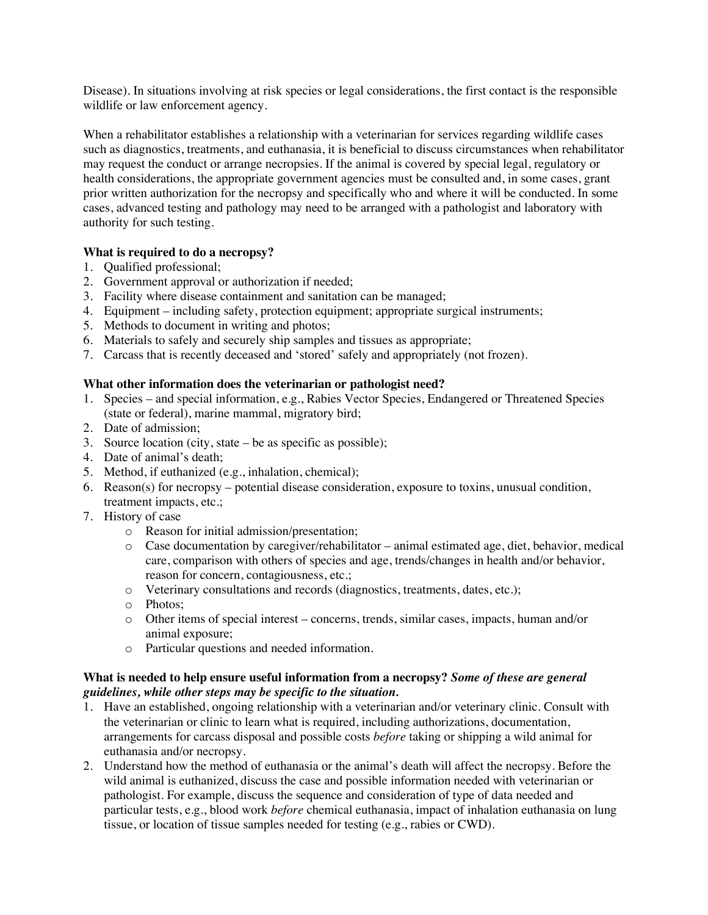Disease). In situations involving at risk species or legal considerations, the first contact is the responsible wildlife or law enforcement agency.

When a rehabilitator establishes a relationship with a veterinarian for services regarding wildlife cases such as diagnostics, treatments, and euthanasia, it is beneficial to discuss circumstances when rehabilitator may request the conduct or arrange necropsies. If the animal is covered by special legal, regulatory or health considerations, the appropriate government agencies must be consulted and, in some cases, grant prior written authorization for the necropsy and specifically who and where it will be conducted. In some cases, advanced testing and pathology may need to be arranged with a pathologist and laboratory with authority for such testing.

**What is required to do a necropsy?**

1. Qualified professional;
2. Government approval or authorization if needed;
3. Facility where disease containment and sanitation can be managed;
4. Equipment – including safety, protection equipment; appropriate surgical instruments;
5. Methods to document in writing and photos;
6. Materials to safely and securely ship samples and tissues as appropriate;
7. Carcass that is recently deceased and 'stored' safely and appropriately (not frozen).

**What other information does the veterinarian or pathologist need?**

1. Species – and special information, e.g., Rabies Vector Species, Endangered or Threatened Species (state or federal), marine mammal, migratory bird;
2. Date of admission;
3. Source location (city, state – be as specific as possible);
4. Date of animal's death;
5. Method, if euthanized (e.g., inhalation, chemical);
6. Reason(s) for necropsy – potential disease consideration, exposure to toxins, unusual condition, treatment impacts, etc.;
7. History of case
    - Reason for initial admission/presentation;
    - Case documentation by caregiver/rehabilitator – animal estimated age, diet, behavior, medical care, comparison with others of species and age, trends/changes in health and/or behavior, reason for concern, contagiousness, etc.;
    - Veterinary consultations and records (diagnostics, treatments, dates, etc.);
    - Photos;
    - Other items of special interest – concerns, trends, similar cases, impacts, human and/or animal exposure;
    - Particular questions and needed information.

**What is needed to help ensure useful information from a necropsy?** ***Some of these are general guidelines, while other steps may be specific to the situation.***

1. Have an established, ongoing relationship with a veterinarian and/or veterinary clinic. Consult with the veterinarian or clinic to learn what is required, including authorizations, documentation, arrangements for carcass disposal and possible costs *before* taking or shipping a wild animal for euthanasia and/or necropsy.
2. Understand how the method of euthanasia or the animal's death will affect the necropsy. Before the wild animal is euthanized, discuss the case and possible information needed with veterinarian or pathologist. For example, discuss the sequence and consideration of type of data needed and particular tests, e.g., blood work *before* chemical euthanasia, impact of inhalation euthanasia on lung tissue, or location of tissue samples needed for testing (e.g., rabies or CWD).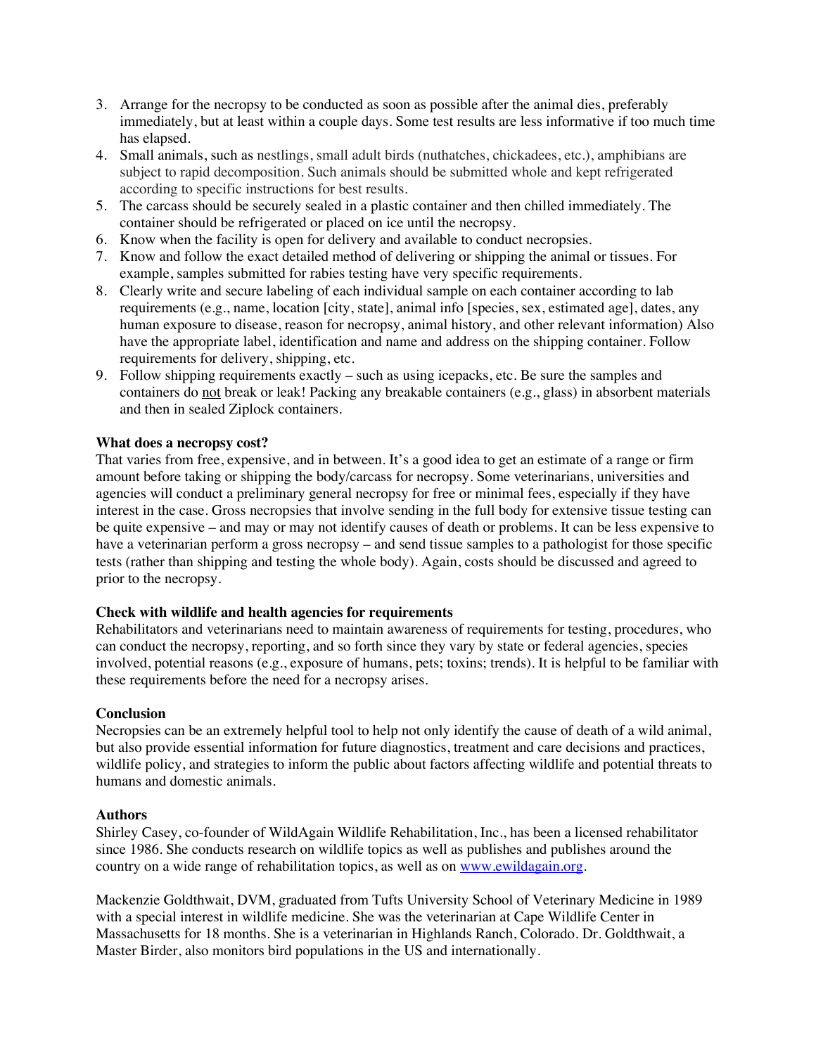3. Arrange for the necropsy to be conducted as soon as possible after the animal dies, preferably immediately, but at least within a couple days. Some test results are less informative if too much time has elapsed.
4. Small animals, such as nestlings, small adult birds (nuthatches, chickadees, etc.), amphibians are subject to rapid decomposition. Such animals should be submitted whole and kept refrigerated according to specific instructions for best results.
5. The carcass should be securely sealed in a plastic container and then chilled immediately. The container should be refrigerated or placed on ice until the necropsy.
6. Know when the facility is open for delivery and available to conduct necropsies.
7. Know and follow the exact detailed method of delivering or shipping the animal or tissues. For example, samples submitted for rabies testing have very specific requirements.
8. Clearly write and secure labeling of each individual sample on each container according to lab requirements (e.g., name, location [city, state], animal info [species, sex, estimated age], dates, any human exposure to disease, reason for necropsy, animal history, and other relevant information) Also have the appropriate label, identification and name and address on the shipping container. Follow requirements for delivery, shipping, etc.
9. Follow shipping requirements exactly – such as using icepacks, etc. Be sure the samples and containers do <u>not</u> break or leak! Packing any breakable containers (e.g., glass) in absorbent materials and then in sealed Ziplock containers.

**What does a necropsy cost?**
That varies from free, expensive, and in between. It's a good idea to get an estimate of a range or firm amount before taking or shipping the body/carcass for necropsy. Some veterinarians, universities and agencies will conduct a preliminary general necropsy for free or minimal fees, especially if they have interest in the case. Gross necropsies that involve sending in the full body for extensive tissue testing can be quite expensive – and may or may not identify causes of death or problems. It can be less expensive to have a veterinarian perform a gross necropsy – and send tissue samples to a pathologist for those specific tests (rather than shipping and testing the whole body). Again, costs should be discussed and agreed to prior to the necropsy.

**Check with wildlife and health agencies for requirements**
Rehabilitators and veterinarians need to maintain awareness of requirements for testing, procedures, who can conduct the necropsy, reporting, and so forth since they vary by state or federal agencies, species involved, potential reasons (e.g., exposure of humans, pets; toxins; trends). It is helpful to be familiar with these requirements before the need for a necropsy arises.

**Conclusion**
Necropsies can be an extremely helpful tool to help not only identify the cause of death of a wild animal, but also provide essential information for future diagnostics, treatment and care decisions and practices, wildlife policy, and strategies to inform the public about factors affecting wildlife and potential threats to humans and domestic animals.

**Authors**
Shirley Casey, co-founder of WildAgain Wildlife Rehabilitation, Inc., has been a licensed rehabilitator since 1986. She conducts research on wildlife topics as well as publishes and publishes around the country on a wide range of rehabilitation topics, as well as on [www.ewildagain.org](http://www.ewildagain.org).

Mackenzie Goldthwait, DVM, graduated from Tufts University School of Veterinary Medicine in 1989 with a special interest in wildlife medicine. She was the veterinarian at Cape Wildlife Center in Massachusetts for 18 months. She is a veterinarian in Highlands Ranch, Colorado. Dr. Goldthwait, a Master Birder, also monitors bird populations in the US and internationally.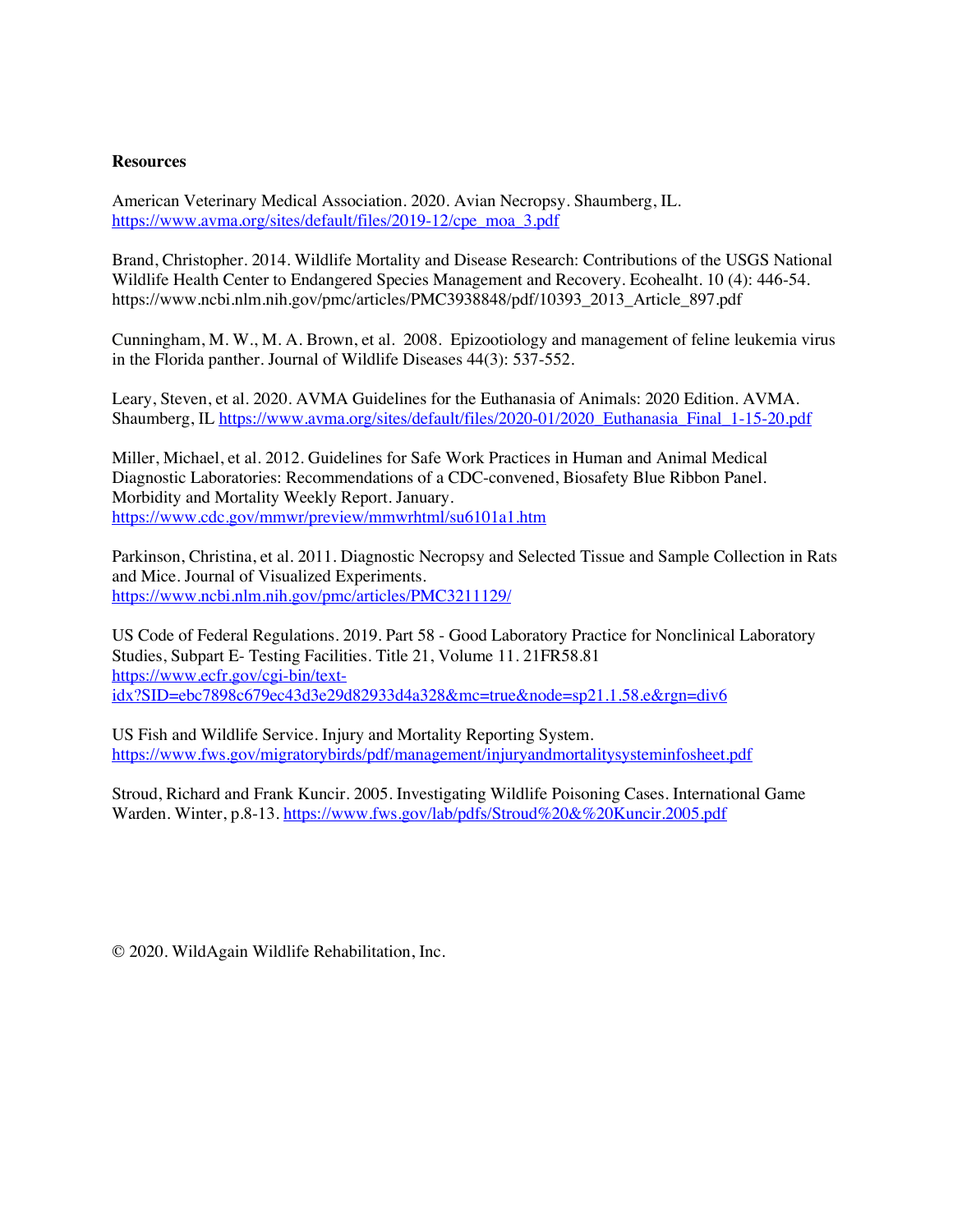**Resources**

American Veterinary Medical Association. 2020. Avian Necropsy. Shaumberg, IL. https://www.avma.org/sites/default/files/2019-12/cpe_moa_3.pdf

Brand, Christopher. 2014. Wildlife Mortality and Disease Research: Contributions of the USGS National Wildlife Health Center to Endangered Species Management and Recovery. Ecohealht. 10 (4): 446-54. https://www.ncbi.nlm.nih.gov/pmc/articles/PMC3938848/pdf/10393_2013_Article_897.pdf

Cunningham, M. W., M. A. Brown, et al. 2008. Epizootiology and management of feline leukemia virus in the Florida panther. Journal of Wildlife Diseases 44(3): 537-552.

Leary, Steven, et al. 2020. AVMA Guidelines for the Euthanasia of Animals: 2020 Edition. AVMA. Shaumberg, IL https://www.avma.org/sites/default/files/2020-01/2020_Euthanasia_Final_1-15-20.pdf

Miller, Michael, et al. 2012. Guidelines for Safe Work Practices in Human and Animal Medical Diagnostic Laboratories: Recommendations of a CDC-convened, Biosafety Blue Ribbon Panel. Morbidity and Mortality Weekly Report. January. https://www.cdc.gov/mmwr/preview/mmwrhtml/su6101a1.htm

Parkinson, Christina, et al. 2011. Diagnostic Necropsy and Selected Tissue and Sample Collection in Rats and Mice. Journal of Visualized Experiments. https://www.ncbi.nlm.nih.gov/pmc/articles/PMC3211129/

US Code of Federal Regulations. 2019. Part 58 - Good Laboratory Practice for Nonclinical Laboratory Studies, Subpart E- Testing Facilities. Title 21, Volume 11. 21FR58.81 https://www.ecfr.gov/cgi-bin/text-idx?SID=ebc7898c679ec43d3e29d82933d4a328&mc=true&node=sp21.1.58.e&rgn=div6

US Fish and Wildlife Service. Injury and Mortality Reporting System. https://www.fws.gov/migratorybirds/pdf/management/injuryandmortalitysysteminfosheet.pdf

Stroud, Richard and Frank Kuncir. 2005. Investigating Wildlife Poisoning Cases. International Game Warden. Winter, p.8-13. https://www.fws.gov/lab/pdfs/Stroud%20&%20Kuncir.2005.pdf

© 2020. WildAgain Wildlife Rehabilitation, Inc.